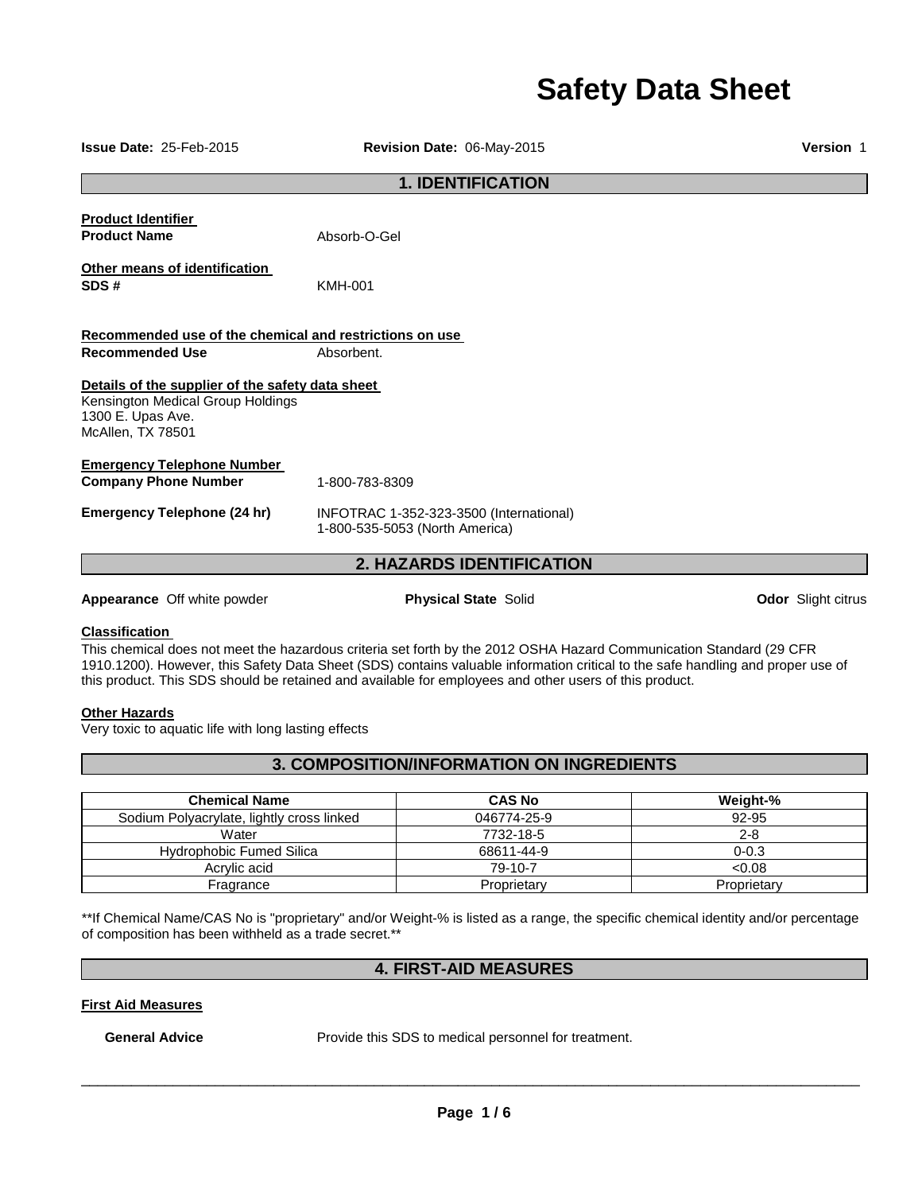# Safety Data Sheet

**Issue Date:** 25-Feb-2015 **Revision Date:** 06-May-2015 **Version** 1

## 1. IDENTIFICATION

**Product Identifier**

**Product Name** Absorb-O-Gel

**Other means of identification**

**SDS #** KMH-001

**Recommended use of the chemical and restrictions on use**

**Recommended Use** Absorbent.

**Details of the supplier of the safety data sheet**

Kensington Medical Group Holdings
1300 E. Upas Ave.
McAllen, TX 78501

**Emergency Telephone Number**

**Company Phone Number** 1-800-783-8309

**Emergency Telephone (24 hr)** INFOTRAC 1-352-323-3500 (International)
1-800-535-5053 (North America)

## 2. HAZARDS IDENTIFICATION

**Appearance** Off white powder **Physical State** Solid **Odor** Slight citrus

**Classification**

This chemical does not meet the hazardous criteria set forth by the 2012 OSHA Hazard Communication Standard (29 CFR 1910.1200). However, this Safety Data Sheet (SDS) contains valuable information critical to the safe handling and proper use of this product. This SDS should be retained and available for employees and other users of this product.

**Other Hazards**

Very toxic to aquatic life with long lasting effects

## 3. COMPOSITION/INFORMATION ON INGREDIENTS

| Chemical Name | CAS No | Weight-% |
|---|---|---|
| Sodium Polyacrylate, lightly cross linked | 046774-25-9 | 92-95 |
| Water | 7732-18-5 | 2-8 |
| Hydrophobic Fumed Silica | 68611-44-9 | 0-0.3 |
| Acrylic acid | 79-10-7 | <0.08 |
| Fragrance | Proprietary | Proprietary |

**If Chemical Name/CAS No is "proprietary" and/or Weight-% is listed as a range, the specific chemical identity and/or percentage of composition has been withheld as a trade secret.**

## 4. FIRST-AID MEASURES

**First Aid Measures**

**General Advice** Provide this SDS to medical personnel for treatment.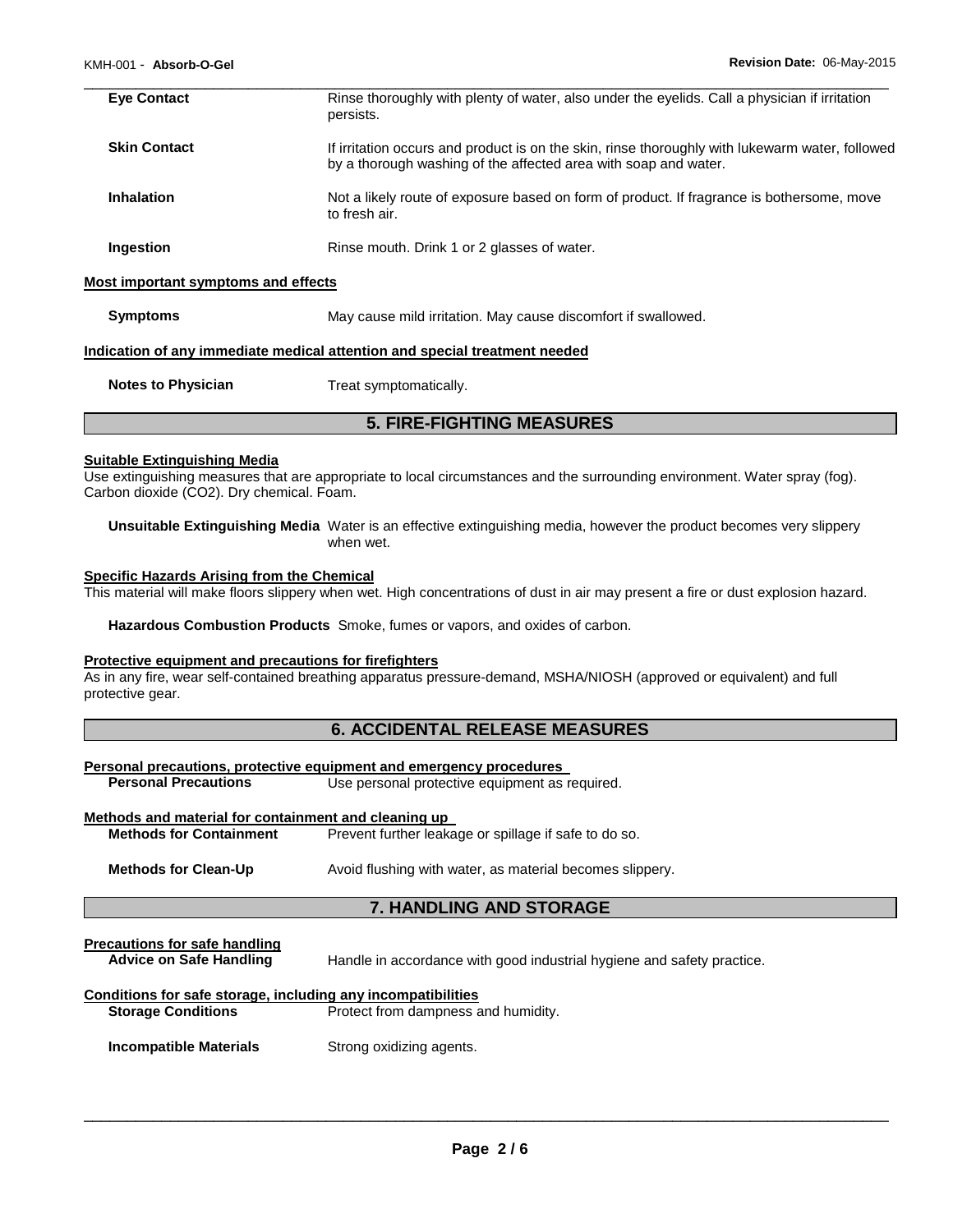| | |
|---|---|
| **Eye Contact** | Rinse thoroughly with plenty of water, also under the eyelids. Call a physician if irritation persists. |
| **Skin Contact** | If irritation occurs and product is on the skin, rinse thoroughly with lukewarm water, followed by a thorough washing of the affected area with soap and water. |
| **Inhalation** | Not a likely route of exposure based on form of product. If fragrance is bothersome, move to fresh air. |
| **Ingestion** | Rinse mouth. Drink 1 or 2 glasses of water. |

**Most important symptoms and effects**

**Symptoms** May cause mild irritation. May cause discomfort if swallowed.

**Indication of any immediate medical attention and special treatment needed**

**Notes to Physician** Treat symptomatically.

## 5. FIRE-FIGHTING MEASURES

**Suitable Extinguishing Media**

Use extinguishing measures that are appropriate to local circumstances and the surrounding environment. Water spray (fog). Carbon dioxide ($CO_2$). Dry chemical. Foam.

**Unsuitable Extinguishing Media** Water is an effective extinguishing media, however the product becomes very slippery when wet.

**Specific Hazards Arising from the Chemical**

This material will make floors slippery when wet. High concentrations of dust in air may present a fire or dust explosion hazard.

**Hazardous Combustion Products** Smoke, fumes or vapors, and oxides of carbon.

**Protective equipment and precautions for firefighters**

As in any fire, wear self-contained breathing apparatus pressure-demand, MSHA/NIOSH (approved or equivalent) and full protective gear.

## 6. ACCIDENTAL RELEASE MEASURES

**Personal precautions, protective equipment and emergency procedures**

**Personal Precautions** Use personal protective equipment as required.

**Methods and material for containment and cleaning up**

**Methods for Containment** Prevent further leakage or spillage if safe to do so.

**Methods for Clean-Up** Avoid flushing with water, as material becomes slippery.

## 7. HANDLING AND STORAGE

**Precautions for safe handling**

**Advice on Safe Handling** Handle in accordance with good industrial hygiene and safety practice.

**Conditions for safe storage, including any incompatibilities**

**Storage Conditions** Protect from dampness and humidity.

**Incompatible Materials** Strong oxidizing agents.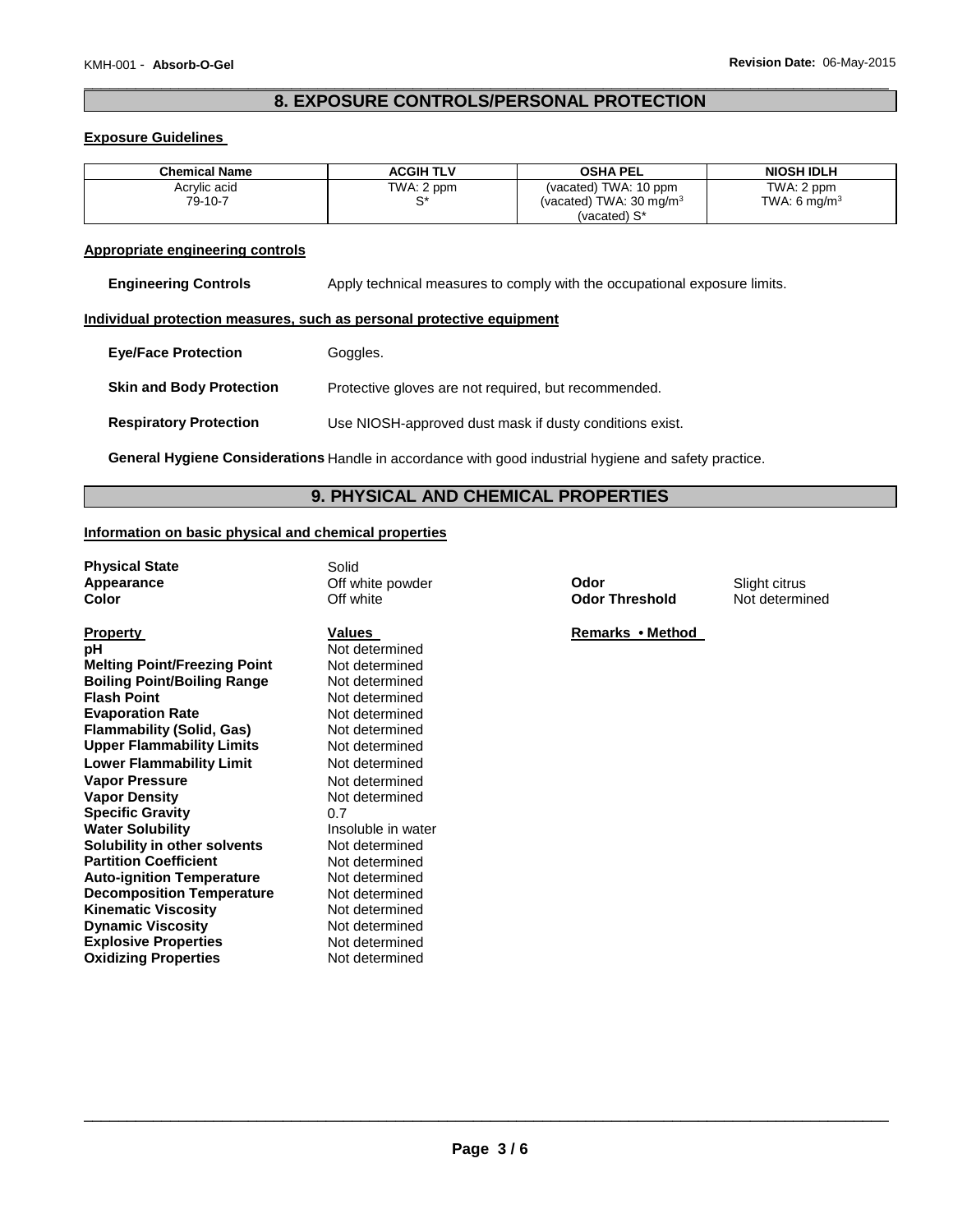## 8. EXPOSURE CONTROLS/PERSONAL PROTECTION

### Exposure Guidelines

| Chemical Name | ACGIH TLV | OSHA PEL | NIOSH IDLH |
|---|---|---|---|
| Acrylic acid 79-10-7 | TWA: 2 ppm S* | (vacated) TWA: 10 ppm (vacated) TWA: 30 mg/m$^3$ (vacated) S* | TWA: 2 ppm TWA: 6 mg/m$^3$ |

### Appropriate engineering controls

**Engineering Controls** Apply technical measures to comply with the occupational exposure limits.

### Individual protection measures, such as personal protective equipment

**Eye/Face Protection** Goggles.

**Skin and Body Protection** Protective gloves are not required, but recommended.

**Respiratory Protection** Use NIOSH-approved dust mask if dusty conditions exist.

**General Hygiene Considerations** Handle in accordance with good industrial hygiene and safety practice.

## 9. PHYSICAL AND CHEMICAL PROPERTIES

### Information on basic physical and chemical properties

**Physical State** Solid
**Appearance** Off white powder
**Color** Off white
**Odor** Slight citrus
**Odor Threshold** Not determined

| Property | Values | Remarks • Method |
|---|---|---|
| **pH** | Not determined | |
| **Melting Point/Freezing Point** | Not determined | |
| **Boiling Point/Boiling Range** | Not determined | |
| **Flash Point** | Not determined | |
| **Evaporation Rate** | Not determined | |
| **Flammability (Solid, Gas)** | Not determined | |
| **Upper Flammability Limits** | Not determined | |
| **Lower Flammability Limit** | Not determined | |
| **Vapor Pressure** | Not determined | |
| **Vapor Density** | Not determined | |
| **Specific Gravity** | 0.7 | |
| **Water Solubility** | Insoluble in water | |
| **Solubility in other solvents** | Not determined | |
| **Partition Coefficient** | Not determined | |
| **Auto-ignition Temperature** | Not determined | |
| **Decomposition Temperature** | Not determined | |
| **Kinematic Viscosity** | Not determined | |
| **Dynamic Viscosity** | Not determined | |
| **Explosive Properties** | Not determined | |
| **Oxidizing Properties** | Not determined | |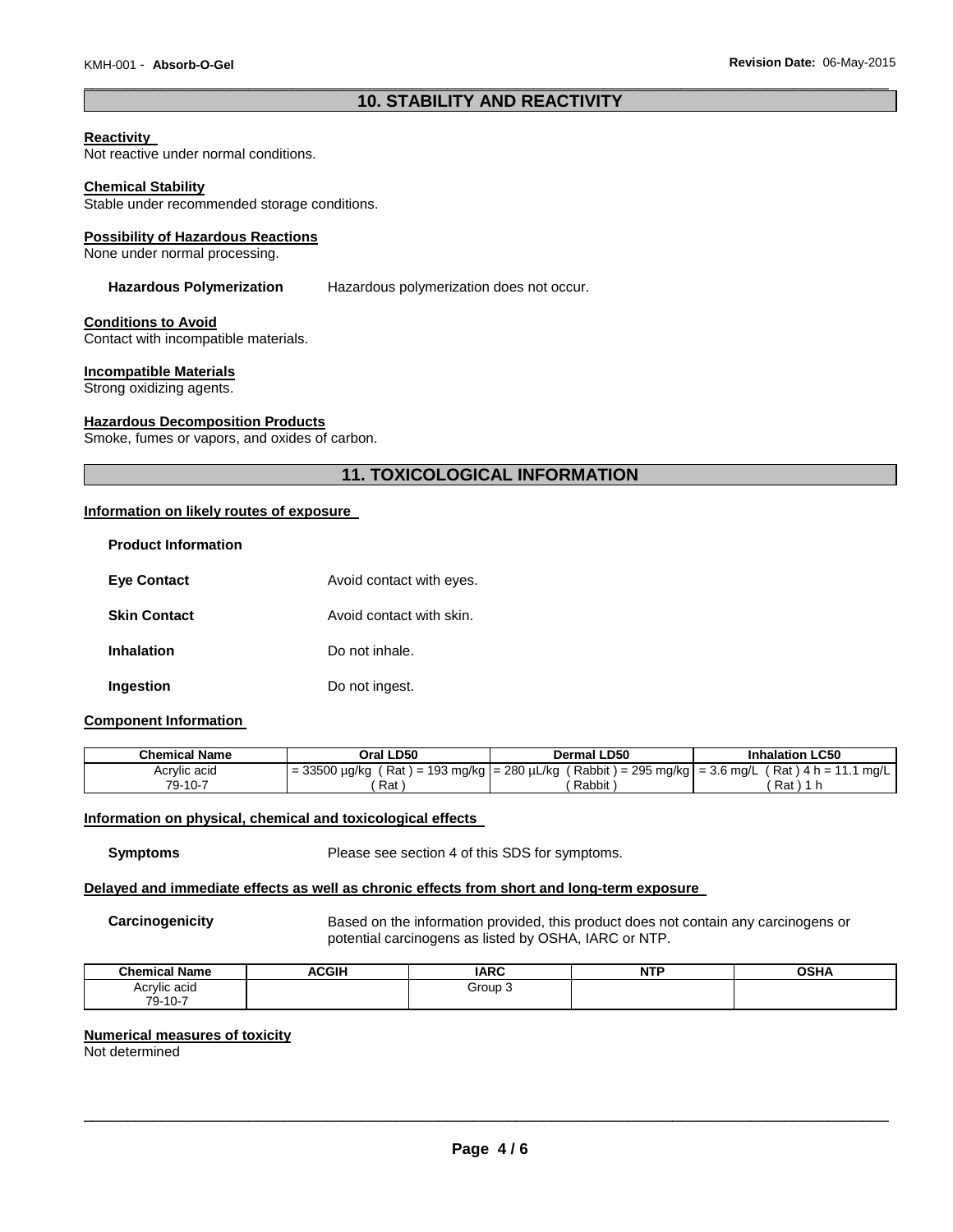## 10. STABILITY AND REACTIVITY

**Reactivity**
Not reactive under normal conditions.

**Chemical Stability**
Stable under recommended storage conditions.

**Possibility of Hazardous Reactions**
None under normal processing.

**Hazardous Polymerization** Hazardous polymerization does not occur.

**Conditions to Avoid**
Contact with incompatible materials.

**Incompatible Materials**
Strong oxidizing agents.

**Hazardous Decomposition Products**
Smoke, fumes or vapors, and oxides of carbon.

## 11. TOXICOLOGICAL INFORMATION

**Information on likely routes of exposure**

**Product Information**

**Eye Contact** Avoid contact with eyes.

**Skin Contact** Avoid contact with skin.

**Inhalation** Do not inhale.

**Ingestion** Do not ingest.

**Component Information**

| Chemical Name | Oral LD50 | Dermal LD50 | Inhalation LC50 |
|---|---|---|---|
| Acrylic acid<br>79-10-7 | = 33500 µg/kg ( Rat ) = 193 mg/kg ( Rat ) | = 280 µL/kg ( Rabbit ) = 295 mg/kg ( Rabbit ) | = 3.6 mg/L ( Rat ) 4 h = 11.1 mg/L ( Rat ) 1 h |

**Information on physical, chemical and toxicological effects**

**Symptoms** Please see section 4 of this SDS for symptoms.

**Delayed and immediate effects as well as chronic effects from short and long-term exposure**

**Carcinogenicity** Based on the information provided, this product does not contain any carcinogens or potential carcinogens as listed by OSHA, IARC or NTP.

| Chemical Name | ACGIH | IARC | NTP | OSHA |
|---|---|---|---|---|
| Acrylic acid<br>79-10-7 | | Group 3 | | |

**Numerical measures of toxicity**
Not determined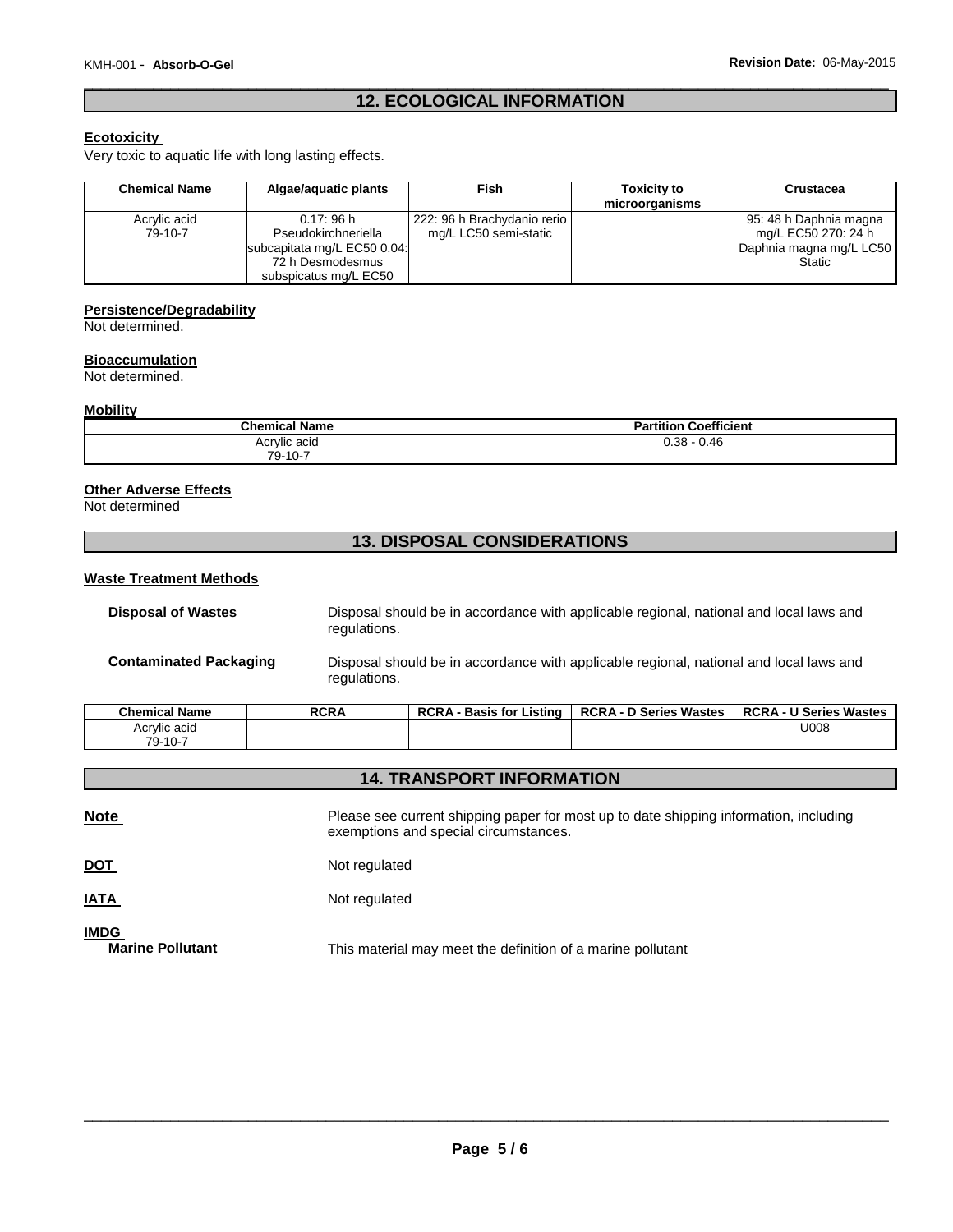## 12. ECOLOGICAL INFORMATION

**Ecotoxicity**

Very toxic to aquatic life with long lasting effects.

| Chemical Name | Algae/aquatic plants | Fish | Toxicity to microorganisms | Crustacea |
|---|---|---|---|---|
| Acrylic acid 79-10-7 | 0.17: 96 h Pseudokirchneriella subcapitata mg/L EC50 0.04: 72 h Desmodesmus subspicatus mg/L EC50 | 222: 96 h Brachydanio rerio mg/L LC50 semi-static | | 95: 48 h Daphnia magna mg/L EC50 270: 24 h Daphnia magna mg/L LC50 Static |

**Persistence/Degradability**

Not determined.

**Bioaccumulation**

Not determined.

**Mobility**

| Chemical Name | Partition Coefficient |
|---|---|
| Acrylic acid 79-10-7 | 0.38 - 0.46 |

**Other Adverse Effects**

Not determined

## 13. DISPOSAL CONSIDERATIONS

**Waste Treatment Methods**

**Disposal of Wastes** Disposal should be in accordance with applicable regional, national and local laws and regulations.

**Contaminated Packaging** Disposal should be in accordance with applicable regional, national and local laws and regulations.

| Chemical Name | RCRA | RCRA - Basis for Listing | RCRA - D Series Wastes | RCRA - U Series Wastes |
|---|---|---|---|---|
| Acrylic acid 79-10-7 | | | | U008 |

## 14. TRANSPORT INFORMATION

**Note** Please see current shipping paper for most up to date shipping information, including exemptions and special circumstances.

**DOT** Not regulated

**IATA** Not regulated

**IMDG**

**Marine Pollutant** This material may meet the definition of a marine pollutant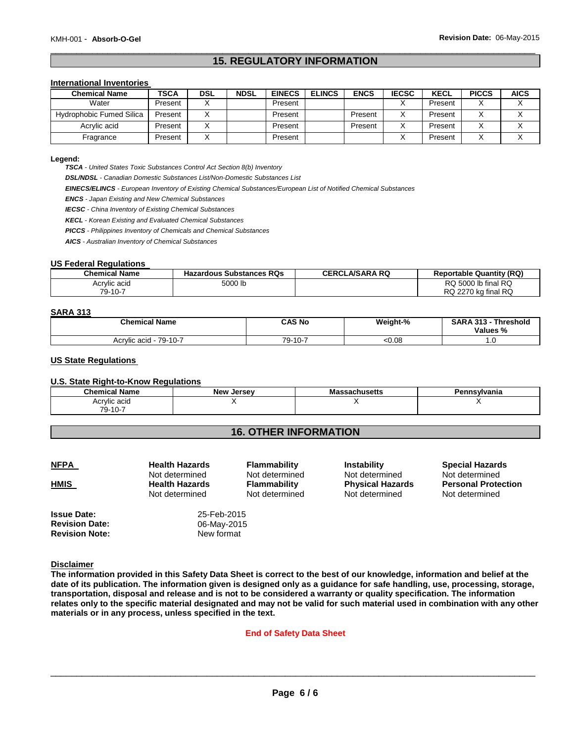## 15. REGULATORY INFORMATION

### International Inventories

| Chemical Name | TSCA | DSL | NDSL | EINECS | ELINCS | ENCS | IECSC | KECL | PICCS | AICS |
|---|---|---|---|---|---|---|---|---|---|---|
| Water | Present | X | | Present | | | X | Present | X | X |
| Hydrophobic Fumed Silica | Present | X | | Present | | Present | X | Present | X | X |
| Acrylic acid | Present | X | | Present | | Present | X | Present | X | X |
| Fragrance | Present | X | | Present | | | X | Present | X | X |

**Legend:**

***TSCA*** *- United States Toxic Substances Control Act Section 8(b) Inventory*

***DSL/NDSL*** *- Canadian Domestic Substances List/Non-Domestic Substances List*

***EINECS/ELINCS*** *- European Inventory of Existing Chemical Substances/European List of Notified Chemical Substances*

***ENCS*** *- Japan Existing and New Chemical Substances*

***IECSC*** *- China Inventory of Existing Chemical Substances*

***KECL*** *- Korean Existing and Evaluated Chemical Substances*

***PICCS*** *- Philippines Inventory of Chemicals and Chemical Substances*

***AICS*** *- Australian Inventory of Chemical Substances*

### US Federal Regulations

| Chemical Name | Hazardous Substances RQs | CERCLA/SARA RQ | Reportable Quantity (RQ) |
|---|---|---|---|
| Acrylic acid<br>79-10-7 | 5000 lb | | RQ 5000 lb final RQ<br>RQ 2270 kg final RQ |

### SARA 313

| Chemical Name | CAS No | Weight-% | SARA 313 - Threshold Values % |
|---|---|---|---|
| Acrylic acid - 79-10-7 | 79-10-7 | <0.08 | 1.0 |

### US State Regulations

### U.S. State Right-to-Know Regulations

| Chemical Name | New Jersey | Massachusetts | Pennsylvania |
|---|---|---|---|
| Acrylic acid<br>79-10-7 | X | X | X |

## 16. OTHER INFORMATION

| | | | | |
|---|---|---|---|---|
| **NFPA** | **Health Hazards**<br>Not determined | **Flammability**<br>Not determined | **Instability**<br>Not determined | **Special Hazards**<br>Not determined |
| **HMIS** | **Health Hazards**<br>Not determined | **Flammability**<br>Not determined | **Physical Hazards**<br>Not determined | **Personal Protection**<br>Not determined |

**Issue Date:** 25-Feb-2015
**Revision Date:** 06-May-2015
**Revision Note:** New format

**Disclaimer**

**The information provided in this Safety Data Sheet is correct to the best of our knowledge, information and belief at the date of its publication. The information given is designed only as a guidance for safe handling, use, processing, storage, transportation, disposal and release and is not to be considered a warranty or quality specification. The information relates only to the specific material designated and may not be valid for such material used in combination with any other materials or in any process, unless specified in the text.**

**End of Safety Data Sheet**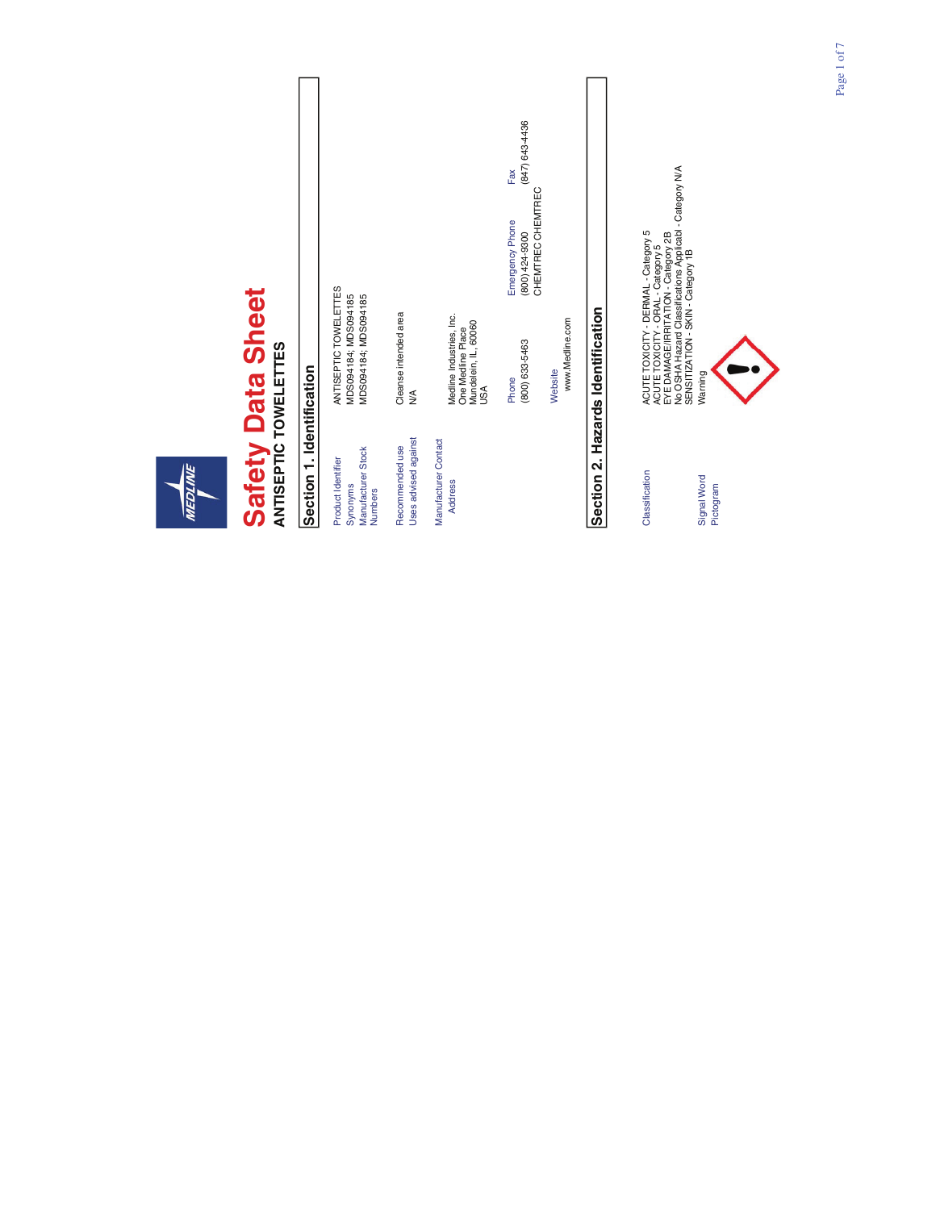# Safety Data Sheet

## ANTISEPTIC TOWELETTES

### Section 1. Identification

| | |
|---|---|
| Product Identifier | ANTISEPTIC TOWELETTES |
| Synonyms | MDS094184; MDS094185 |
| Manufacturer Stock Numbers | MDS094184; MDS094185 |
| Recommended use | Cleanse intended area |
| Uses advised against | N/A |
| Manufacturer Contact Address | Medline Industries, Inc.<br>One Medline Place<br>Mundelein, IL, 60060<br>USA |

| Phone | Emergency Phone | Fax |
|---|---|---|
| (800) 633-5463 | (800) 424-9300<br>CHEMTREC CHEMTREC | (847) 643-4436 |

Website
www.Medline.com

### Section 2. Hazards Identification

| | |
|---|---|
| Classification | ACUTE TOXICITY - DERMAL - Category 5<br>ACUTE TOXICITY - ORAL - Category 5<br>EYE DAMAGE/IRRITATION - Category 2B<br>No OSHA Hazard Classifications Applicabl - Category N/A<br>SENSITIZATION - SKIN - Category 1B |
| Signal Word | Warning |
| Pictogram | |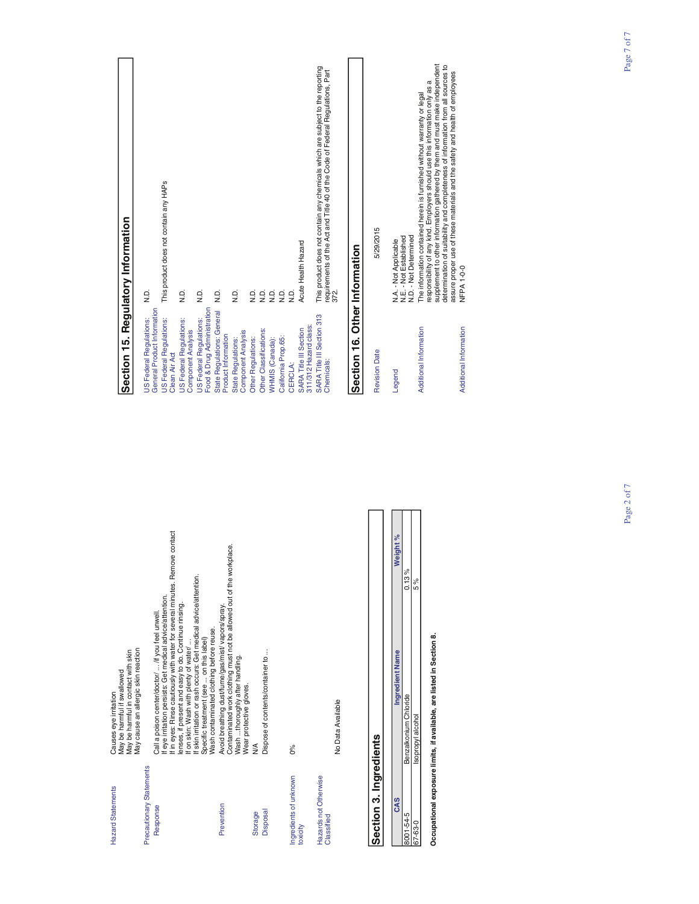| | |
|---|---|
| Hazard Statements | Causes eye irritation<br>May be harmful if swallowed<br>May be harmful in contact with skin<br>May cause an allergic skin reaction |
| **Precautionary Statements** | |
| Response | Call a poison center/doctor/ … /if you feel unwell.<br>If eye irritation persists: Get medical advice/attention.<br>If in eyes: Rinse cautiously with water for several minutes. Remove contact lenses, if present and easy to do. Continue rinsing.<br>If on skin: Wash with plenty of water/ …<br>If skin irritation or rash occurs: Get medical advice/attention.<br>Specific treatment (see ... on this label)<br>Wash contaminated clothing before reuse. |
| Prevention | Avoid breathing dust/fume/gas/mist/ vapors/spray.<br>Contaminated work clothing must not be allowed out of the workplace.<br>Wash ...thoroughly after handling.<br>Wear protective gloves. |
| Storage | N/A |
| Disposal | Dispose of contents/container to ... |
| Ingredients of unknown toxicity | 0% |
| Hazards not Otherwise Classified | No Data Available |

## Section 3. Ingredients

| CAS | Ingredient Name | Weight % |
|---|---|---|
| 8001-54-5 | Benzalkonium Chloride | 0.13 % |
| 67-63-0 | Isopropyl alcohol | 5 % |

**Occupational exposure limits, if available, are listed in Section 8.**

## Section 15. Regulatory Information

| | |
|---|---|
| US Federal Regulations: General Product Information | N.D. |
| US Federal Regulations: Clean Air Act | This product does not contain any HAPs |
| US Federal Regulations: Component Analysis | N.D. |
| US Federal Regulations: Food & Drug Administration | N.D. |
| State Regulations: General Product Information | N.D. |
| State Regulations: Component Analysis | N.D. |
| Other Regulations: | N.D. |
| Other Classifications: | N.D. |
| WHMIS (Canada): | N.D. |
| California Prop.65: | N.D. |
| CERCLA: | N.D. |
| SARA Title III Section 311/312 Hazard class: | Acute Health Hazard |
| SARA Title III Section 313 Chemicals: | This product does not contain any chemicals which are subject to the reporting requirements of the Act and Title 40 of the Code of Federal Regulations, Part 372. |

## Section 16. Other Information

| | |
|---|---|
| Revision Date | 5/29/2015 |
| Legend | N.A. - Not Applicable<br>N.E. - Not Established<br>N.D. - Not Determined |
| Additional Information | The information contained herein is furnished without warranty or legal responsibility of any kind. Employers should use this information only as a supplement to other information gathered by them and must make independent determination of suitability and completeness of information from all sources to assure proper use of these materials and the safety and health of employees |
| Additional Information | NFPA 1-0-0 |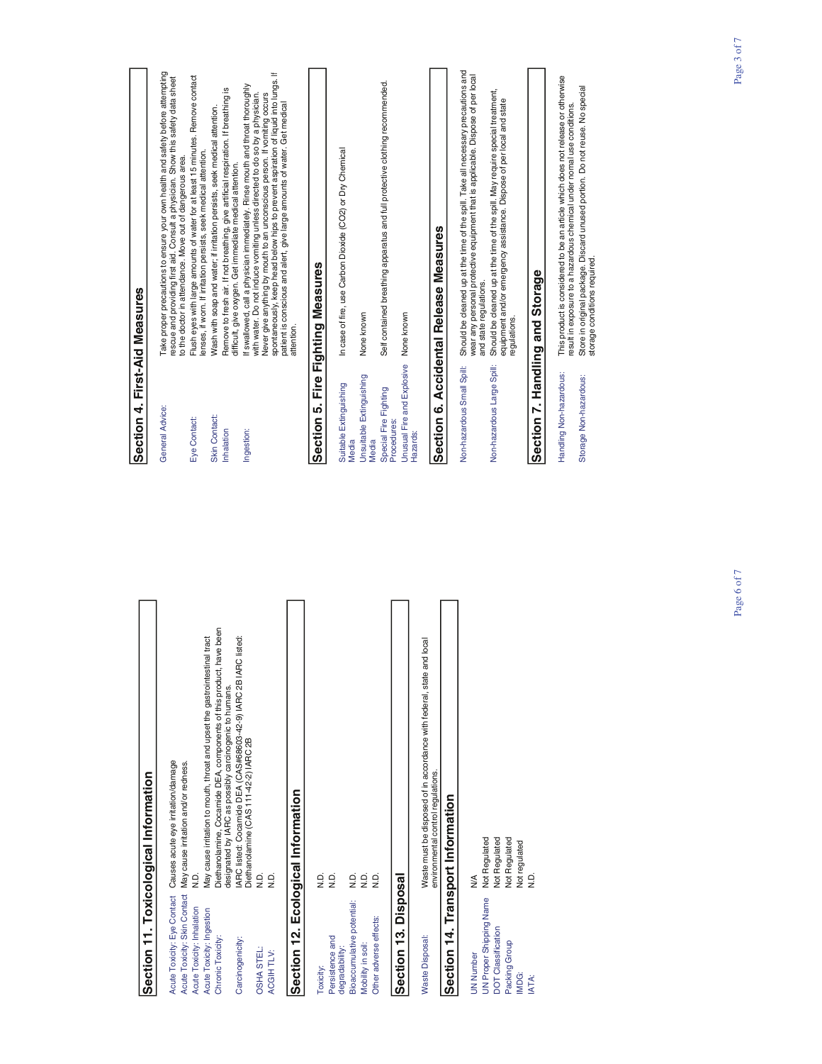## Section 11. Toxicological Information

| | |
|---|---|
| Acute Toxicity: Eye Contact | Causes acute eye irritation/damage |
| Acute Toxicity: Skin Contact | May cause irritation and/or redness. |
| Acute Toxicity: Inhalation | N.D. |
| Acute Toxicity: Ingestion | May cause irritation to mouth, throat and upset the gastrointestinal tract |
| Chronic Toxicity: | Diethanolamine, Cocamide DEA, components of this product, have been designated by IARC as possibly carcinogenic to humans. |
| Carcinogenicity: | IARC listed: Cocamide DEA (CAS#68603-42-9) IARC 2B IARC listed: Diethanolamine (CAS 111-42-2) IARC 2B |
| OSHA STEL: | N.D. |
| ACGIH TLV: | N.D. |

## Section 12. Ecological Information

| | |
|---|---|
| Toxicity: | N.D. |
| Persistence and degradability: | N.D. |
| Bioaccumulative potential: | N.D. |
| Mobility in soil: | N.D. |
| Other adverse effects: | N.D. |

## Section 13. Disposal

| | |
|---|---|
| Waste Disposal: | Waste must be disposed of in accordance with federal, state and local environmental control regulations. |

## Section 14. Transport Information

| | |
|---|---|
| UN Number | N/A |
| UN Proper Shipping Name | Not Regulated |
| DOT Classification | Not Regulated |
| Packing Group | Not Regulated |
| IMDG: | Not regulated |
| IATA: | N.D. |

## Section 4. First-Aid Measures

| | |
|---|---|
| General Advice: | Take proper precautions to ensure your own health and safety before attempting rescue and providing first aid. Consult a physician. Show this safety data sheet to the doctor in attendance. Move out of dangerous area. |
| Eye Contact: | Flush eyes with large amounts of water for at least 15 minutes. Remove contact lenses, if worn. If irritation persists, seek medical attention. |
| Skin Contact: | Wash with soap and water; if irritation persists, seek medical attention. |
| Inhalation | Remove to fresh air. If not breathing, give artificial respiration. If breathing is difficult, give oxygen. Get immediate medical attention. |
| Ingestion: | If swallowed, call a physician immediately. Rinse mouth and throat thoroughly with water. Do not induce vomiting unless directed to do so by a physician. Never give anything by mouth to an unconscious person. If vomiting occurs spontaneously, keep head below hips to prevent aspiration of liquid into lungs. If patient is conscious and alert, give large amounts of water. Get medical attention. |

## Section 5. Fire Fighting Measures

| | |
|---|---|
| Suitable Extinguishing Media | In case of fire, use Carbon Dioxide (CO2) or Dry Chemical |
| Unsuitable Extinguishing Media | None known |
| Special Fire Fighting Procedures: | Self contained breathing apparatus and full protective clothing recommended. |
| Unusual Fire and Explosive Hazards: | None known |

## Section 6. Accidental Release Measures

| | |
|---|---|
| Non-hazardous Small Spill: | Should be cleaned up at the time of the spill. Take all necessary precautions and wear any personal protective equipment that is applicable. Dispose of per local and state regulations. |
| Non-hazardous Large Spill: | Should be cleaned up at the time of the spill. May require special treatment, equipment and/or emergency assistance. Dispose of per local and state regulations. |

## Section 7. Handling and Storage

| | |
|---|---|
| Handling Non-hazardous: | This product is considered to be an article which does not release or otherwise result in exposure to a hazardous chemical under normal use conditions. |
| Storage Non-hazardous: | Store in original package. Discard unused portion. Do not reuse. No special storage conditions required. |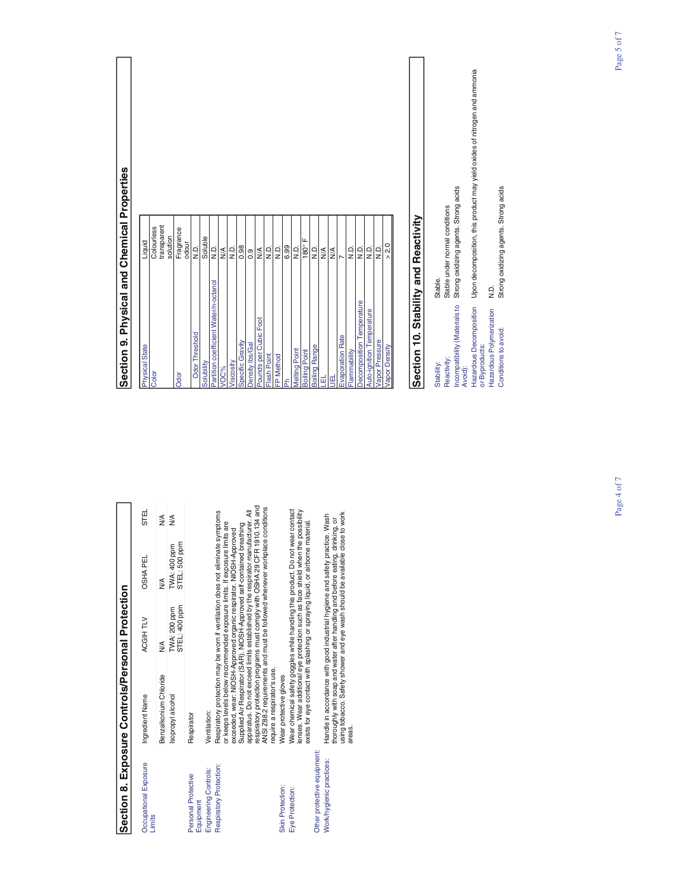## Section 8. Exposure Controls/Personal Protection

**Occupational Exposure Limits**

| Ingredient Name | ACGIH TLV | OSHA PEL | STEL |
|---|---|---|---|
| Benzalkonium Chloride | N/A | N/A | N/A |
| Isopropyl alcohol | TWA: 200 ppm<br>STEL: 400 ppm | TWA: 400 ppm<br>STEL: 500 ppm | N/A |

**Personal Protective Equipment:** Respirator

**Engineering Controls:** Ventilation:

**Respiratory Protection:** Respiratory protection may be worn if ventilation does not eliminate symptoms or keeps levels below recommended exposure limits. If exposure limits are exceeded, wear: NIOSH-Approved organic respirator. NIOSH-Approved Supplied Air Respirator (SAR). NIOSH-Approved self-contained breathing apparatus. Do not exceed limits established by the respirator manufacturer. All respiratory protection programs must comply with OSHA 29 CFR 1910.134 and ANSI Z88.2 requirements and must be followed whenever workplace conditions require a respirator's use.

**Skin Protection:** Wear protective gloves

**Eye Protection:** Wear chemical safety goggles while handling this product. Do not wear contact lenses. Wear additional eye protection such as face shield when the possibility exists for eye contact with splashing or spraying liquid, or airborne material.

**Other protective equipment:**

**Work/hygienic practices:** Handle in accordance with good industrial hygiene and safety practice. Wash thoroughly with soap and water after handling and before eating, drinking, or using tobacco. Safety shower and eye wash should be available close to work areas.

## Section 9. Physical and Chemical Properties

| | |
|---|---|
| Physical State | Liquid |
| Color | Colourless transparent solution |
| Odor | Fragrance odour |
| Odor Threshold | N.D. |
| Solubility | Soluble |
| Partition coefficient Water/n-octanol | N.D. |
| VOC% | N/A |
| Viscosity | N.D. |
| Specific Gravity | 0.98 |
| Density lbs/Gal | 0.9 |
| Pounds per Cubic Foot | N/A |
| Flash Point | N.D. |
| FP Method | N.D. |
| Ph | 6.99 |
| Melting Point | N.D. |
| Boiling Point | 180° F |
| Boiling Range | N.D. |
| LEL | N/A |
| UEL | N/A |
| Evaporation Rate | 7 |
| Flammability | N.D. |
| Decomposition Temperature | N.D. |
| Auto-ignition Temperature | N.D. |
| Vapor Pressure | N.D. |
| Vapor Density | > 2.0 |

## Section 10. Stability and Reactivity

**Stability:** Stable.

**Reactivity:** Stable under normal conditions

**Incompatibility (Materials to Avoid):** Strong oxidizing agents. Strong acids

**Hazardous Decomposition or Byproducts:** Upon decomposition, this product may yield oxides of nitrogen and ammonia

**Hazardous Polymerization:** N.D.

**Conditions to avoid:** Strong oxidizing agents. Strong acids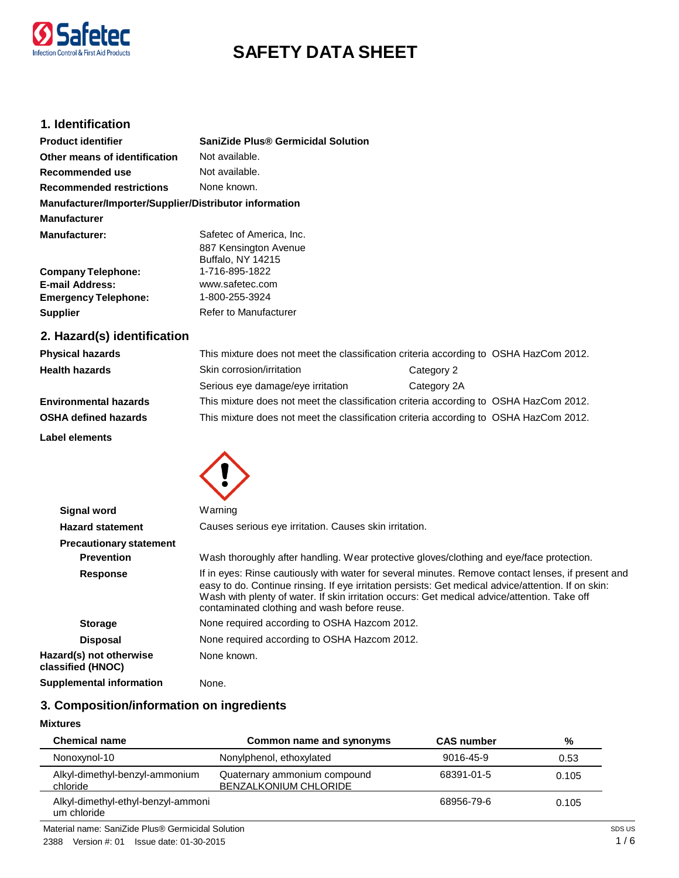**Safetec** Infection Control & First Aid Products

# SAFETY DATA SHEET

## 1. Identification

| | |
|---|---|
| **Product identifier** | **SaniZide Plus® Germicidal Solution** |
| **Other means of identification** | Not available. |
| **Recommended use** | Not available. |
| **Recommended restrictions** | None known. |

**Manufacturer/Importer/Supplier/Distributor information**

**Manufacturer**

| | |
|---|---|
| **Manufacturer:** | Safetec of America, Inc.<br>887 Kensington Avenue<br>Buffalo, NY 14215 |
| **Company Telephone:** | 1-716-895-1822 |
| **E-mail Address:** | www.safetec.com |
| **Emergency Telephone:** | 1-800-255-3924 |
| **Supplier** | Refer to Manufacturer |

## 2. Hazard(s) identification

| | | |
|---|---|---|
| **Physical hazards** | This mixture does not meet the classification criteria according to OSHA HazCom 2012. | |
| **Health hazards** | Skin corrosion/irritation | Category 2 |
| | Serious eye damage/eye irritation | Category 2A |
| **Environmental hazards** | This mixture does not meet the classification criteria according to OSHA HazCom 2012. | |
| **OSHA defined hazards** | This mixture does not meet the classification criteria according to OSHA HazCom 2012. | |

**Label elements**

| | |
|---|---|
| **Signal word** | Warning |
| **Hazard statement** | Causes serious eye irritation. Causes skin irritation. |
| **Precautionary statement** | |
| **Prevention** | Wash thoroughly after handling. Wear protective gloves/clothing and eye/face protection. |
| **Response** | If in eyes: Rinse cautiously with water for several minutes. Remove contact lenses, if present and easy to do. Continue rinsing. If eye irritation persists: Get medical advice/attention. If on skin: Wash with plenty of water. If skin irritation occurs: Get medical advice/attention. Take off contaminated clothing and wash before reuse. |
| **Storage** | None required according to OSHA Hazcom 2012. |
| **Disposal** | None required according to OSHA Hazcom 2012. |
| **Hazard(s) not otherwise classified (HNOC)** | None known. |
| **Supplemental information** | None. |

## 3. Composition/information on ingredients

**Mixtures**

| Chemical name | Common name and synonyms | CAS number | % |
|---|---|---|---|
| Nonoxynol-10 | Nonylphenol, ethoxylated | 9016-45-9 | 0.53 |
| Alkyl-dimethyl-benzyl-ammonium chloride | Quaternary ammonium compound BENZALKONIUM CHLORIDE | 68391-01-5 | 0.105 |
| Alkyl-dimethyl-ethyl-benzyl-ammonium chloride | | 68956-79-6 | 0.105 |

Material name: SaniZide Plus® Germicidal Solution

2388 Version #: 01 Issue date: 01-30-2015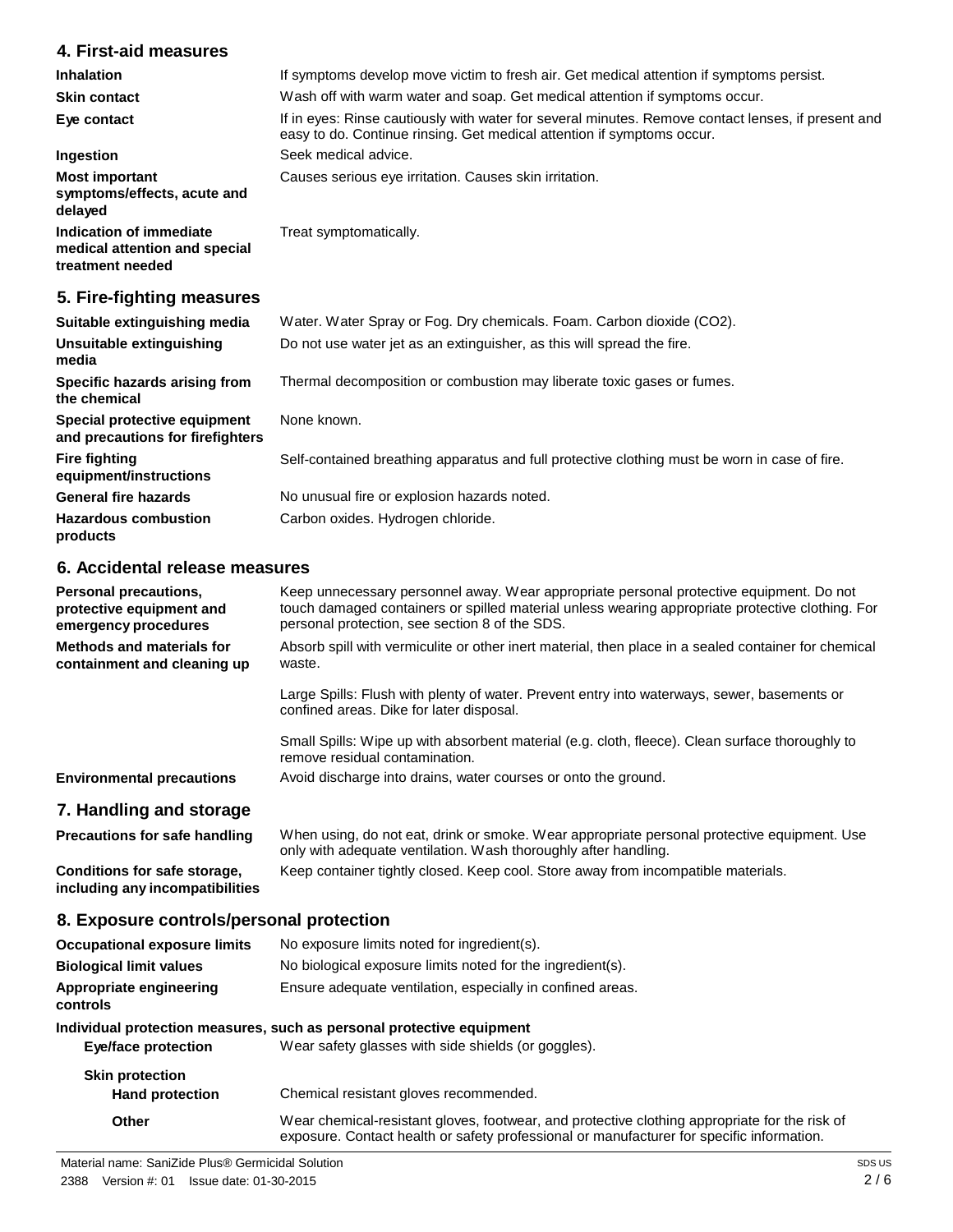## 4. First-aid measures

| | |
|---|---|
| **Inhalation** | If symptoms develop move victim to fresh air. Get medical attention if symptoms persist. |
| **Skin contact** | Wash off with warm water and soap. Get medical attention if symptoms occur. |
| **Eye contact** | If in eyes: Rinse cautiously with water for several minutes. Remove contact lenses, if present and easy to do. Continue rinsing. Get medical attention if symptoms occur. |
| **Ingestion** | Seek medical advice. |
| **Most important symptoms/effects, acute and delayed** | Causes serious eye irritation. Causes skin irritation. |
| **Indication of immediate medical attention and special treatment needed** | Treat symptomatically. |

## 5. Fire-fighting measures

| | |
|---|---|
| **Suitable extinguishing media** | Water. Water Spray or Fog. Dry chemicals. Foam. Carbon dioxide ($CO_2$). |
| **Unsuitable extinguishing media** | Do not use water jet as an extinguisher, as this will spread the fire. |
| **Specific hazards arising from the chemical** | Thermal decomposition or combustion may liberate toxic gases or fumes. |
| **Special protective equipment and precautions for firefighters** | None known. |
| **Fire fighting equipment/instructions** | Self-contained breathing apparatus and full protective clothing must be worn in case of fire. |
| **General fire hazards** | No unusual fire or explosion hazards noted. |
| **Hazardous combustion products** | Carbon oxides. Hydrogen chloride. |

## 6. Accidental release measures

| | |
|---|---|
| **Personal precautions, protective equipment and emergency procedures** | Keep unnecessary personnel away. Wear appropriate personal protective equipment. Do not touch damaged containers or spilled material unless wearing appropriate protective clothing. For personal protection, see section 8 of the SDS. |
| **Methods and materials for containment and cleaning up** | Absorb spill with vermiculite or other inert material, then place in a sealed container for chemical waste.<br><br>Large Spills: Flush with plenty of water. Prevent entry into waterways, sewer, basements or confined areas. Dike for later disposal.<br><br>Small Spills: Wipe up with absorbent material (e.g. cloth, fleece). Clean surface thoroughly to remove residual contamination. |
| **Environmental precautions** | Avoid discharge into drains, water courses or onto the ground. |

## 7. Handling and storage

| | |
|---|---|
| **Precautions for safe handling** | When using, do not eat, drink or smoke. Wear appropriate personal protective equipment. Use only with adequate ventilation. Wash thoroughly after handling. |
| **Conditions for safe storage, including any incompatibilities** | Keep container tightly closed. Keep cool. Store away from incompatible materials. |

## 8. Exposure controls/personal protection

| | |
|---|---|
| **Occupational exposure limits** | No exposure limits noted for ingredient(s). |
| **Biological limit values** | No biological exposure limits noted for the ingredient(s). |
| **Appropriate engineering controls** | Ensure adequate ventilation, especially in confined areas. |

**Individual protection measures, such as personal protective equipment**

| | |
|---|---|
| **Eye/face protection** | Wear safety glasses with side shields (or goggles). |
| **Skin protection** | |
| **Hand protection** | Chemical resistant gloves recommended. |
| **Other** | Wear chemical-resistant gloves, footwear, and protective clothing appropriate for the risk of exposure. Contact health or safety professional or manufacturer for specific information. |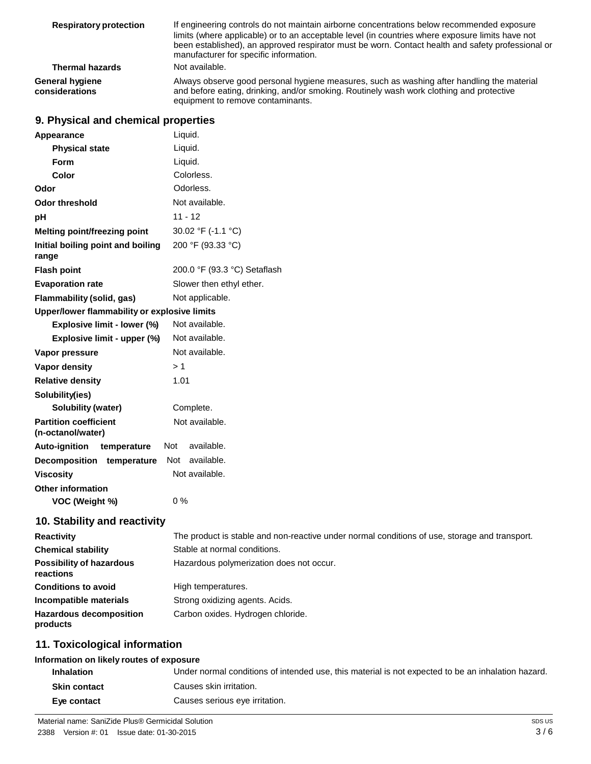| | |
|---|---|
| **Respiratory protection** | If engineering controls do not maintain airborne concentrations below recommended exposure limits (where applicable) or to an acceptable level (in countries where exposure limits have not been established), an approved respirator must be worn. Contact health and safety professional or manufacturer for specific information. |
| **Thermal hazards** | Not available. |
| **General hygiene considerations** | Always observe good personal hygiene measures, such as washing after handling the material and before eating, drinking, and/or smoking. Routinely wash work clothing and protective equipment to remove contaminants. |

## 9. Physical and chemical properties

| | |
|---|---|
| **Appearance** | Liquid. |
| **Physical state** | Liquid. |
| **Form** | Liquid. |
| **Color** | Colorless. |
| **Odor** | Odorless. |
| **Odor threshold** | Not available. |
| **pH** | 11 - 12 |
| **Melting point/freezing point** | 30.02 °F (-1.1 °C) |
| **Initial boiling point and boiling range** | 200 °F (93.33 °C) |
| **Flash point** | 200.0 °F (93.3 °C) Setaflash |
| **Evaporation rate** | Slower then ethyl ether. |
| **Flammability (solid, gas)** | Not applicable. |
| **Upper/lower flammability or explosive limits** | |
| **Explosive limit - lower (%)** | Not available. |
| **Explosive limit - upper (%)** | Not available. |
| **Vapor pressure** | Not available. |
| **Vapor density** | > 1 |
| **Relative density** | 1.01 |
| **Solubility(ies)** | |
| **Solubility (water)** | Complete. |
| **Partition coefficient (n-octanol/water)** | Not available. |
| **Auto-ignition temperature** | Not available. |
| **Decomposition temperature** | Not available. |
| **Viscosity** | Not available. |
| **Other information** | |
| **VOC (Weight %)** | 0 % |

## 10. Stability and reactivity

| | |
|---|---|
| **Reactivity** | The product is stable and non-reactive under normal conditions of use, storage and transport. |
| **Chemical stability** | Stable at normal conditions. |
| **Possibility of hazardous reactions** | Hazardous polymerization does not occur. |
| **Conditions to avoid** | High temperatures. |
| **Incompatible materials** | Strong oxidizing agents. Acids. |
| **Hazardous decomposition products** | Carbon oxides. Hydrogen chloride. |

## 11. Toxicological information

**Information on likely routes of exposure**

| | |
|---|---|
| **Inhalation** | Under normal conditions of intended use, this material is not expected to be an inhalation hazard. |
| **Skin contact** | Causes skin irritation. |
| **Eye contact** | Causes serious eye irritation. |

Material name: SaniZide Plus® Germicidal Solution
2388 Version #: 01 Issue date: 01-30-2015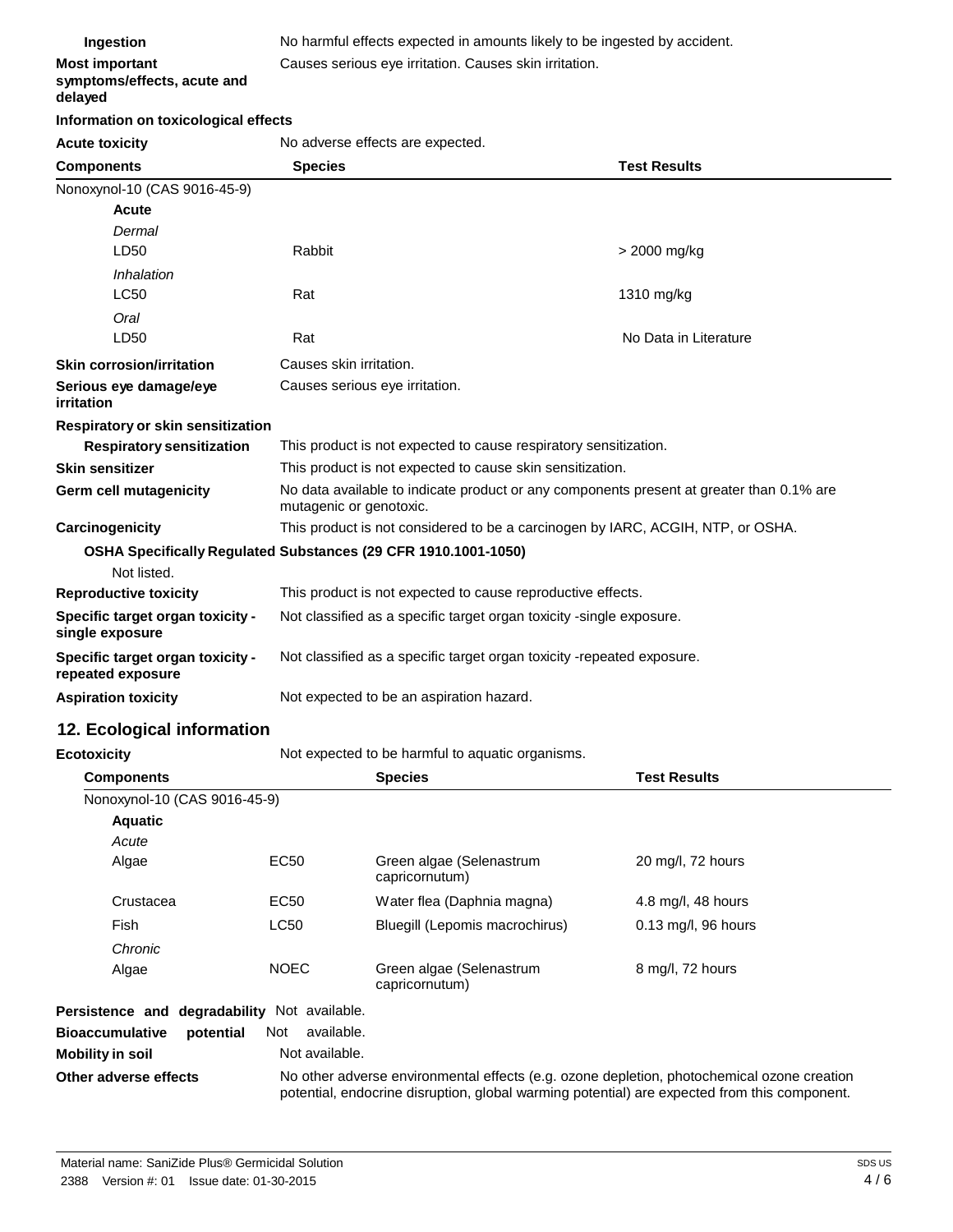| | |
|---|---|
| **Ingestion** | No harmful effects expected in amounts likely to be ingested by accident. |
| **Most important symptoms/effects, acute and delayed** | Causes serious eye irritation. Causes skin irritation. |

**Information on toxicological effects**

**Acute toxicity** No adverse effects are expected.

| Components | Species | Test Results |
|---|---|---|
| Nonoxynol-10 (CAS 9016-45-9) | | |
| **Acute** | | |
| *Dermal* | | |
| LD50 | Rabbit | > 2000 mg/kg |
| *Inhalation* | | |
| LC50 | Rat | 1310 mg/kg |
| *Oral* | | |
| LD50 | Rat | No Data in Literature |

| | |
|---|---|
| **Skin corrosion/irritation** | Causes skin irritation. |
| **Serious eye damage/eye irritation** | Causes serious eye irritation. |
| **Respiratory or skin sensitization** | |
| **Respiratory sensitization** | This product is not expected to cause respiratory sensitization. |
| **Skin sensitizer** | This product is not expected to cause skin sensitization. |
| **Germ cell mutagenicity** | No data available to indicate product or any components present at greater than 0.1% are mutagenic or genotoxic. |
| **Carcinogenicity** | This product is not considered to be a carcinogen by IARC, ACGIH, NTP, or OSHA. |

**OSHA Specifically Regulated Substances (29 CFR 1910.1001-1050)**

Not listed.

| | |
|---|---|
| **Reproductive toxicity** | This product is not expected to cause reproductive effects. |
| **Specific target organ toxicity - single exposure** | Not classified as a specific target organ toxicity -single exposure. |
| **Specific target organ toxicity - repeated exposure** | Not classified as a specific target organ toxicity -repeated exposure. |
| **Aspiration toxicity** | Not expected to be an aspiration hazard. |

## 12. Ecological information

**Ecotoxicity** Not expected to be harmful to aquatic organisms.

| Components | | Species | Test Results |
|---|---|---|---|
| Nonoxynol-10 (CAS 9016-45-9) | | | |
| **Aquatic** | | | |
| *Acute* | | | |
| Algae | EC50 | Green algae (Selenastrum capricornutum) | 20 mg/l, 72 hours |
| Crustacea | EC50 | Water flea (Daphnia magna) | 4.8 mg/l, 48 hours |
| Fish | LC50 | Bluegill (Lepomis macrochirus) | 0.13 mg/l, 96 hours |
| *Chronic* | | | |
| Algae | NOEC | Green algae (Selenastrum capricornutum) | 8 mg/l, 72 hours |

| | |
|---|---|
| **Persistence and degradability** | Not available. |
| **Bioaccumulative potential** | Not available. |
| **Mobility in soil** | Not available. |
| **Other adverse effects** | No other adverse environmental effects (e.g. ozone depletion, photochemical ozone creation potential, endocrine disruption, global warming potential) are expected from this component. |

Material name: SaniZide Plus® Germicidal Solution
2388 Version #: 01 Issue date: 01-30-2015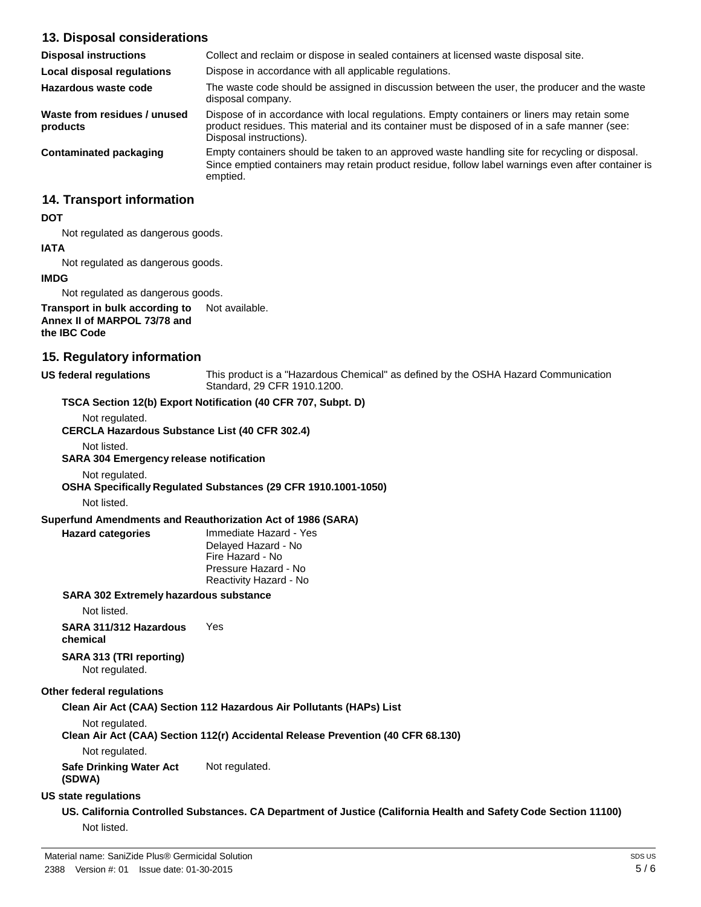## 13. Disposal considerations

| | |
|---|---|
| **Disposal instructions** | Collect and reclaim or dispose in sealed containers at licensed waste disposal site. |
| **Local disposal regulations** | Dispose in accordance with all applicable regulations. |
| **Hazardous waste code** | The waste code should be assigned in discussion between the user, the producer and the waste disposal company. |
| **Waste from residues / unused products** | Dispose of in accordance with local regulations. Empty containers or liners may retain some product residues. This material and its container must be disposed of in a safe manner (see: Disposal instructions). |
| **Contaminated packaging** | Empty containers should be taken to an approved waste handling site for recycling or disposal. Since emptied containers may retain product residue, follow label warnings even after container is emptied. |

## 14. Transport information

**DOT**

Not regulated as dangerous goods.

**IATA**

Not regulated as dangerous goods.

**IMDG**

Not regulated as dangerous goods.

**Transport in bulk according to Annex II of MARPOL 73/78 and the IBC Code** Not available.

## 15. Regulatory information

**US federal regulations** This product is a "Hazardous Chemical" as defined by the OSHA Hazard Communication Standard, 29 CFR 1910.1200.

**TSCA Section 12(b) Export Notification (40 CFR 707, Subpt. D)**

Not regulated.

**CERCLA Hazardous Substance List (40 CFR 302.4)**

Not listed.

**SARA 304 Emergency release notification**

Not regulated.

**OSHA Specifically Regulated Substances (29 CFR 1910.1001-1050)**

Not listed.

**Superfund Amendments and Reauthorization Act of 1986 (SARA)**

**Hazard categories**
Immediate Hazard - Yes
Delayed Hazard - No
Fire Hazard - No
Pressure Hazard - No
Reactivity Hazard - No

**SARA 302 Extremely hazardous substance**

Not listed.

**SARA 311/312 Hazardous chemical** Yes

**SARA 313 (TRI reporting)**

Not regulated.

**Other federal regulations**

**Clean Air Act (CAA) Section 112 Hazardous Air Pollutants (HAPs) List**

Not regulated.

**Clean Air Act (CAA) Section 112(r) Accidental Release Prevention (40 CFR 68.130)**

Not regulated.

**Safe Drinking Water Act (SDWA)** Not regulated.

**US state regulations**

**US. California Controlled Substances. CA Department of Justice (California Health and Safety Code Section 11100)**

Not listed.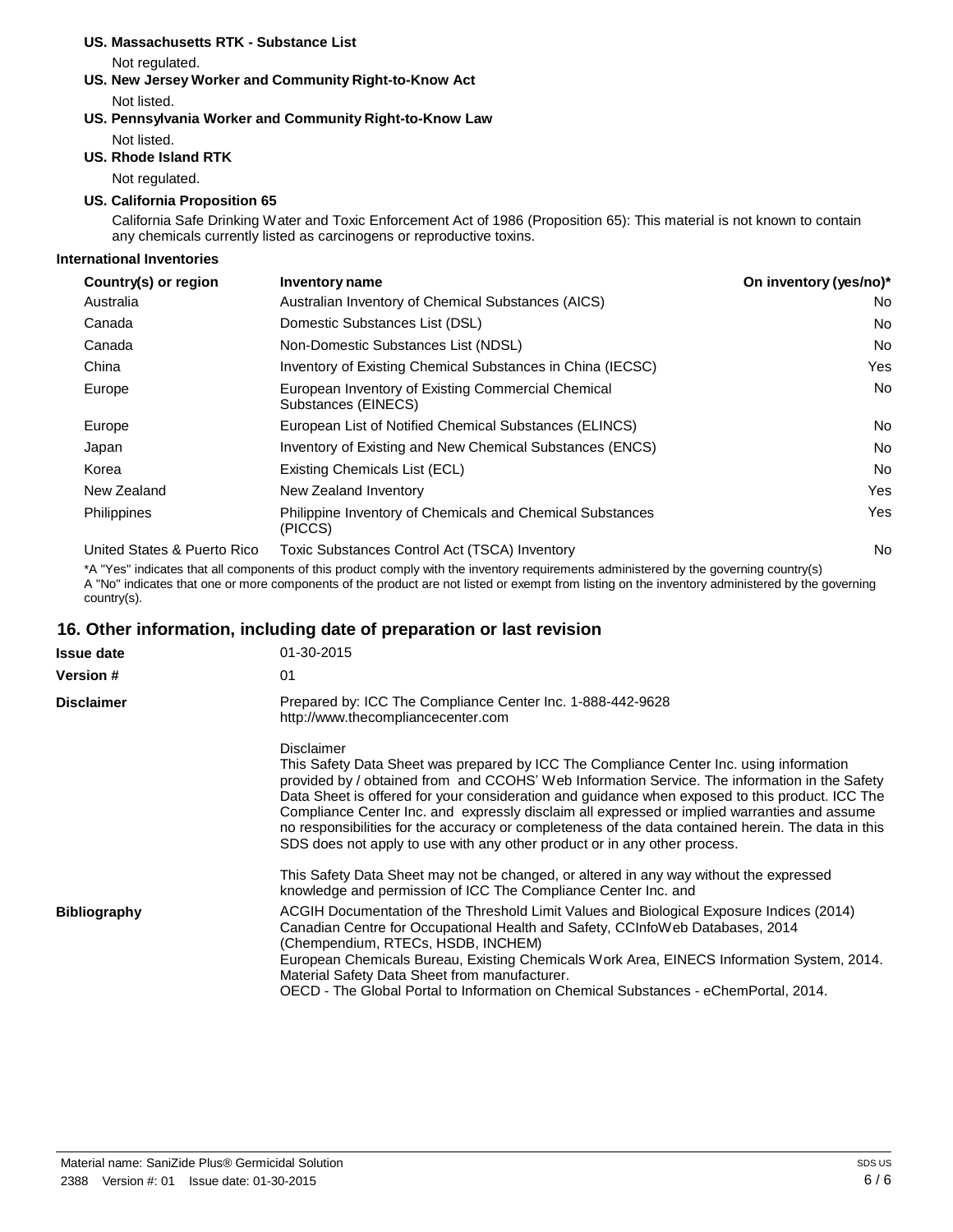**US. Massachusetts RTK - Substance List**

Not regulated.

**US. New Jersey Worker and Community Right-to-Know Act**

Not listed.

**US. Pennsylvania Worker and Community Right-to-Know Law**

Not listed.

**US. Rhode Island RTK**

Not regulated.

**US. California Proposition 65**

California Safe Drinking Water and Toxic Enforcement Act of 1986 (Proposition 65): This material is not known to contain any chemicals currently listed as carcinogens or reproductive toxins.

**International Inventories**

| Country(s) or region | Inventory name | On inventory (yes/no)* |
|---|---|---|
| Australia | Australian Inventory of Chemical Substances (AICS) | No |
| Canada | Domestic Substances List (DSL) | No |
| Canada | Non-Domestic Substances List (NDSL) | No |
| China | Inventory of Existing Chemical Substances in China (IECSC) | Yes |
| Europe | European Inventory of Existing Commercial Chemical Substances (EINECS) | No |
| Europe | European List of Notified Chemical Substances (ELINCS) | No |
| Japan | Inventory of Existing and New Chemical Substances (ENCS) | No |
| Korea | Existing Chemicals List (ECL) | No |
| New Zealand | New Zealand Inventory | Yes |
| Philippines | Philippine Inventory of Chemicals and Chemical Substances (PICCS) | Yes |
| United States & Puerto Rico | Toxic Substances Control Act (TSCA) Inventory | No |

*A "Yes" indicates that all components of this product comply with the inventory requirements administered by the governing country(s)
A "No" indicates that one or more components of the product are not listed or exempt from listing on the inventory administered by the governing country(s).

## 16. Other information, including date of preparation or last revision

**Issue date** 01-30-2015

**Version #** 01

**Disclaimer**

Prepared by: ICC The Compliance Center Inc. 1-888-442-9628
http://www.thecompliancecenter.com

Disclaimer
This Safety Data Sheet was prepared by ICC The Compliance Center Inc. using information provided by / obtained from and CCOHS' Web Information Service. The information in the Safety Data Sheet is offered for your consideration and guidance when exposed to this product. ICC The Compliance Center Inc. and expressly disclaim all expressed or implied warranties and assume no responsibilities for the accuracy or completeness of the data contained herein. The data in this SDS does not apply to use with any other product or in any other process.

This Safety Data Sheet may not be changed, or altered in any way without the expressed knowledge and permission of ICC The Compliance Center Inc. and

**Bibliography**

ACGIH Documentation of the Threshold Limit Values and Biological Exposure Indices (2014)
Canadian Centre for Occupational Health and Safety, CCInfoWeb Databases, 2014 (Chempendium, RTECs, HSDB, INCHEM)
European Chemicals Bureau, Existing Chemicals Work Area, EINECS Information System, 2014.
Material Safety Data Sheet from manufacturer.
OECD - The Global Portal to Information on Chemical Substances - eChemPortal, 2014.